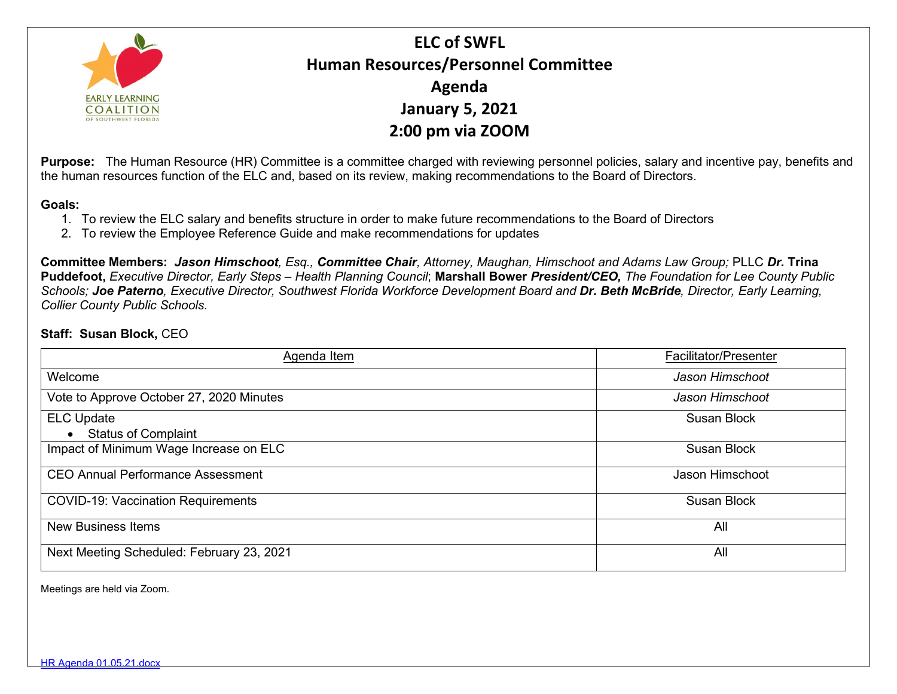# ELC of SWFL
# Human Resources/Personnel Committee
# Agenda
# January 5, 2021
# 2:00 pm via ZOOM

**Purpose:** The Human Resource (HR) Committee is a committee charged with reviewing personnel policies, salary and incentive pay, benefits and the human resources function of the ELC and, based on its review, making recommendations to the Board of Directors.

**Goals:**

1. To review the ELC salary and benefits structure in order to make future recommendations to the Board of Directors
2. To review the Employee Reference Guide and make recommendations for updates

**Committee Members:** ***Jason Himschoot****, Esq.,* ***Committee Chair****, Attorney, Maughan, Himschoot and Adams Law Group;* PLLC ***Dr.*** **Trina Puddefoot,** *Executive Director, Early Steps – Health Planning Council*; **Marshall Bower** ***President/CEO,*** *The Foundation for Lee County Public Schools;* ***Joe Paterno****, Executive Director, Southwest Florida Workforce Development Board and* ***Dr. Beth McBride****, Director, Early Learning, Collier County Public Schools.*

**Staff: Susan Block,** CEO

| Agenda Item | Facilitator/Presenter |
|---|---|
| Welcome | *Jason Himschoot* |
| Vote to Approve October 27, 2020 Minutes | *Jason Himschoot* |
| ELC Update<br>• Status of Complaint | Susan Block |
| Impact of Minimum Wage Increase on ELC | Susan Block |
| CEO Annual Performance Assessment | Jason Himschoot |
| COVID-19: Vaccination Requirements | Susan Block |
| New Business Items | All |
| Next Meeting Scheduled: February 23, 2021 | All |

Meetings are held via Zoom.

HR Agenda 01.05.21.docx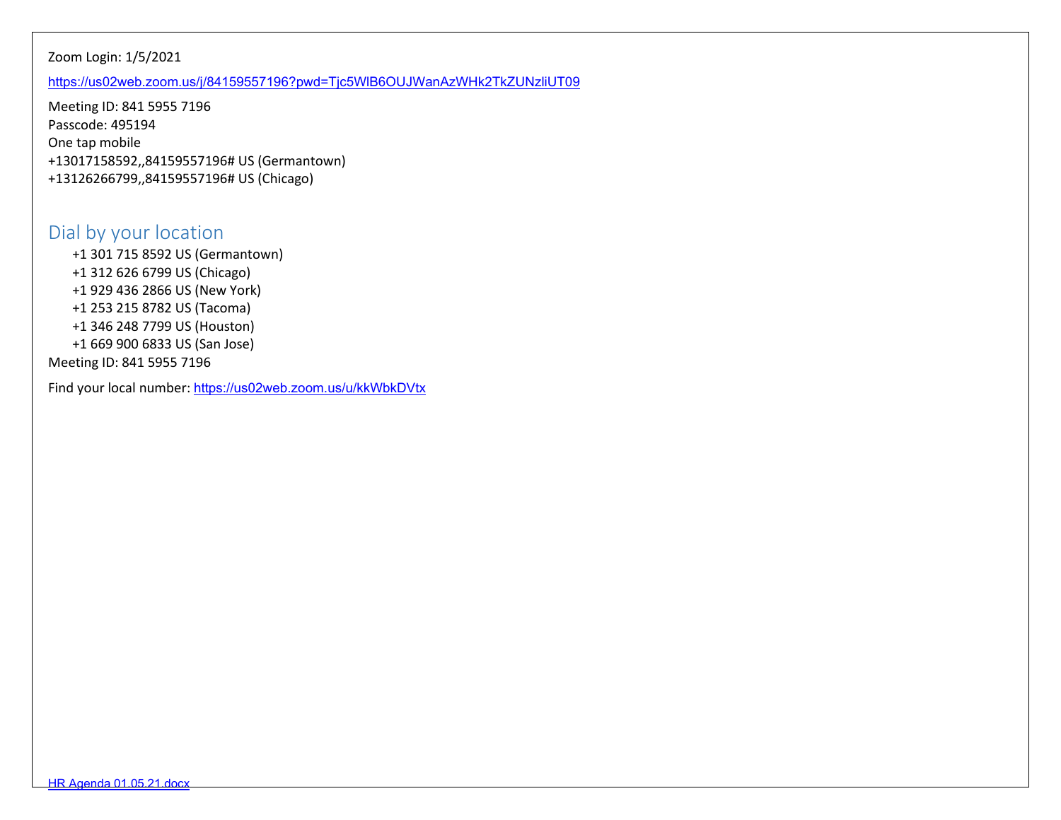Zoom Login: 1/5/2021

https://us02web.zoom.us/j/84159557196?pwd=Tjc5WlB6OUJWanAzWHk2TkZUNzliUT09

Meeting ID: 841 5955 7196
Passcode: 495194
One tap mobile
+13017158592,,84159557196# US (Germantown)
+13126266799,,84159557196# US (Chicago)

## Dial by your location

+1 301 715 8592 US (Germantown)
+1 312 626 6799 US (Chicago)
+1 929 436 2866 US (New York)
+1 253 215 8782 US (Tacoma)
+1 346 248 7799 US (Houston)
+1 669 900 6833 US (San Jose)

Meeting ID: 841 5955 7196

Find your local number: https://us02web.zoom.us/u/kkWbkDVtx

HR Agenda 01.05.21.docx